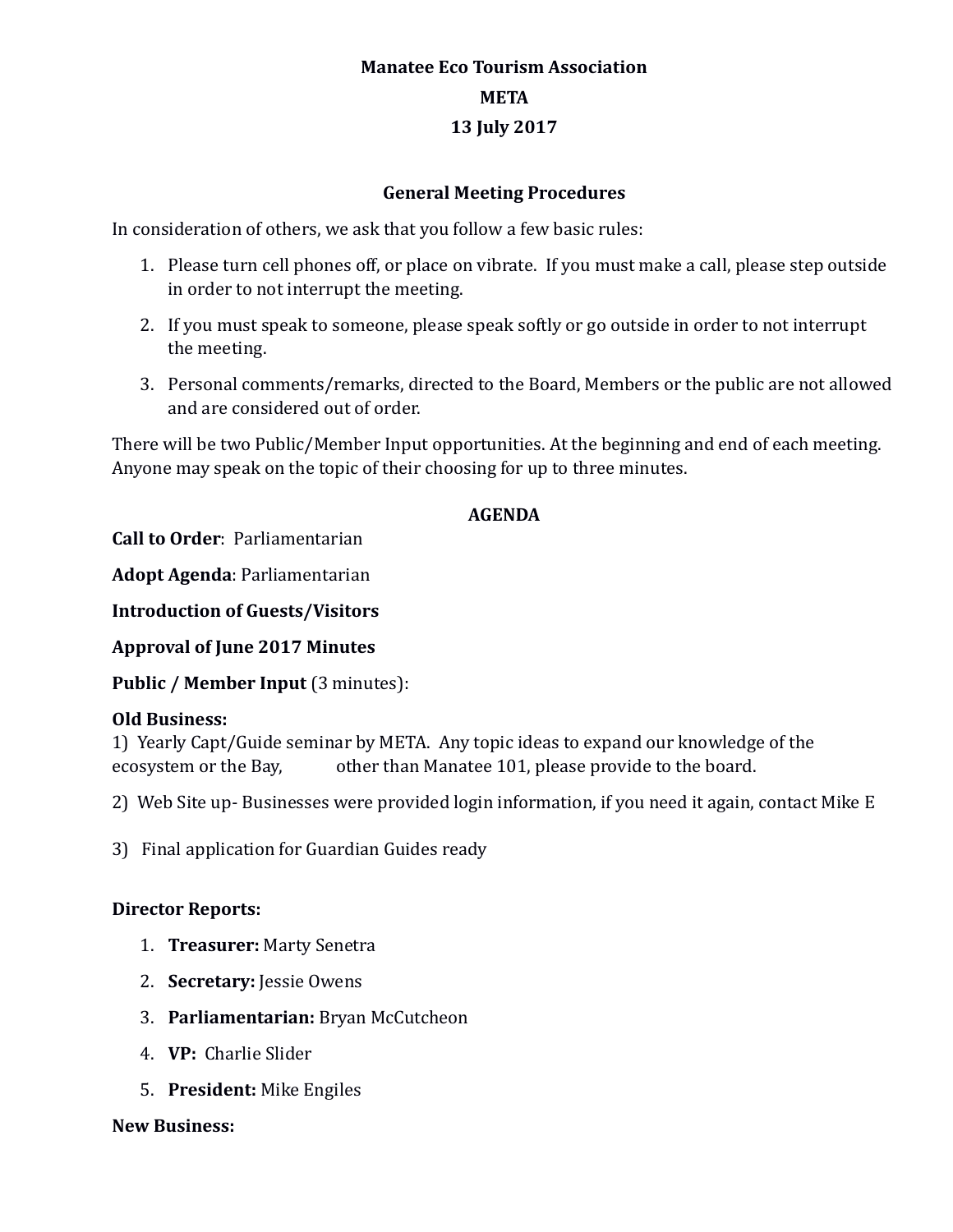**Manatee Eco Tourism Association**

**META**

**13 July 2017**

**General Meeting Procedures**

In consideration of others, we ask that you follow a few basic rules:

1. Please turn cell phones off, or place on vibrate. If you must make a call, please step outside in order to not interrupt the meeting.
2. If you must speak to someone, please speak softly or go outside in order to not interrupt the meeting.
3. Personal comments/remarks, directed to the Board, Members or the public are not allowed and are considered out of order.

There will be two Public/Member Input opportunities. At the beginning and end of each meeting. Anyone may speak on the topic of their choosing for up to three minutes.

**AGENDA**

**Call to Order**: Parliamentarian

**Adopt Agenda**: Parliamentarian

**Introduction of Guests/Visitors**

**Approval of June 2017 Minutes**

**Public / Member Input** (3 minutes):

**Old Business:**

1) Yearly Capt/Guide seminar by META. Any topic ideas to expand our knowledge of the ecosystem or the Bay, other than Manatee 101, please provide to the board.

2) Web Site up- Businesses were provided login information, if you need it again, contact Mike E

3) Final application for Guardian Guides ready

**Director Reports:**

1. **Treasurer:** Marty Senetra
2. **Secretary:** Jessie Owens
3. **Parliamentarian:** Bryan McCutcheon
4. **VP:** Charlie Slider
5. **President:** Mike Engiles

**New Business:**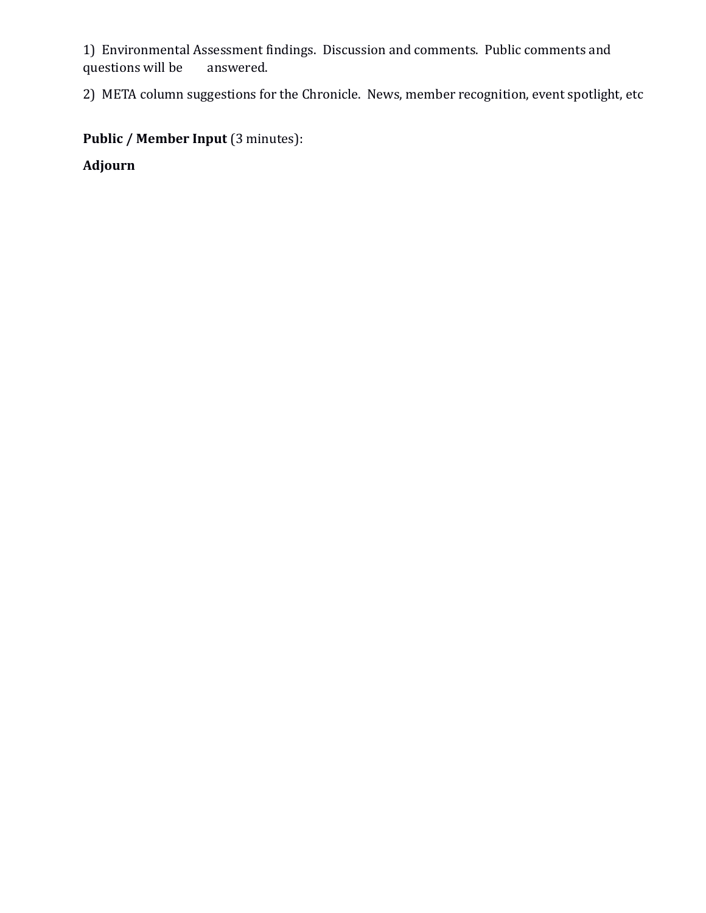1) Environmental Assessment findings. Discussion and comments. Public comments and questions will be answered.

2) META column suggestions for the Chronicle. News, member recognition, event spotlight, etc

**Public / Member Input** (3 minutes):

**Adjourn**